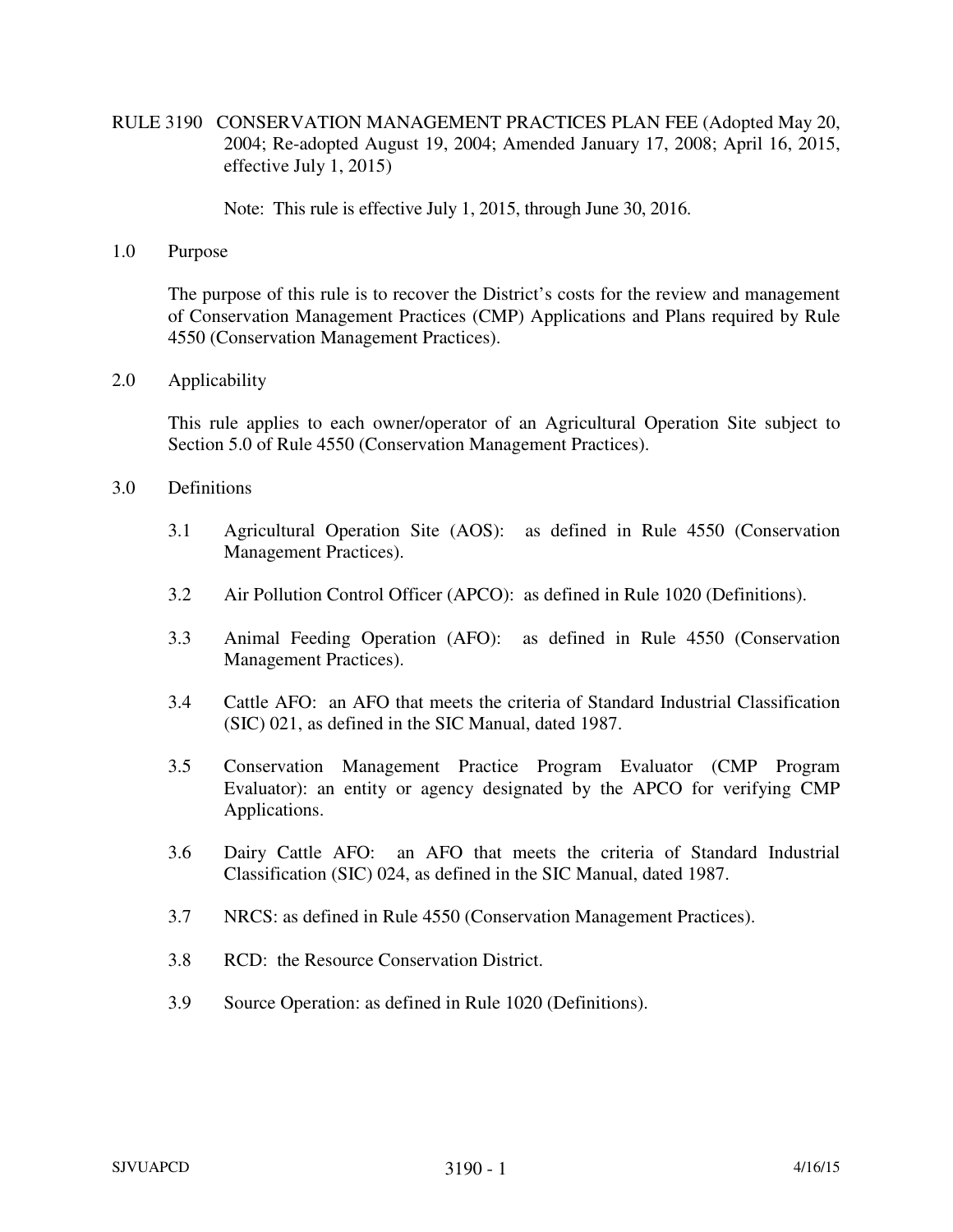# RULE 3190 CONSERVATION MANAGEMENT PRACTICES PLAN FEE (Adopted May 20, 2004; Re-adopted August 19, 2004; Amended January 17, 2008; April 16, 2015, effective July 1, 2015)

Note: This rule is effective July 1, 2015, through June 30, 2016.

## 1.0 Purpose

The purpose of this rule is to recover the District's costs for the review and management of Conservation Management Practices (CMP) Applications and Plans required by Rule 4550 (Conservation Management Practices).

## 2.0 Applicability

This rule applies to each owner/operator of an Agricultural Operation Site subject to Section 5.0 of Rule 4550 (Conservation Management Practices).

## 3.0 Definitions

3.1 Agricultural Operation Site (AOS): as defined in Rule 4550 (Conservation Management Practices).

3.2 Air Pollution Control Officer (APCO): as defined in Rule 1020 (Definitions).

3.3 Animal Feeding Operation (AFO): as defined in Rule 4550 (Conservation Management Practices).

3.4 Cattle AFO: an AFO that meets the criteria of Standard Industrial Classification (SIC) 021, as defined in the SIC Manual, dated 1987.

3.5 Conservation Management Practice Program Evaluator (CMP Program Evaluator): an entity or agency designated by the APCO for verifying CMP Applications.

3.6 Dairy Cattle AFO: an AFO that meets the criteria of Standard Industrial Classification (SIC) 024, as defined in the SIC Manual, dated 1987.

3.7 NRCS: as defined in Rule 4550 (Conservation Management Practices).

3.8 RCD: the Resource Conservation District.

3.9 Source Operation: as defined in Rule 1020 (Definitions).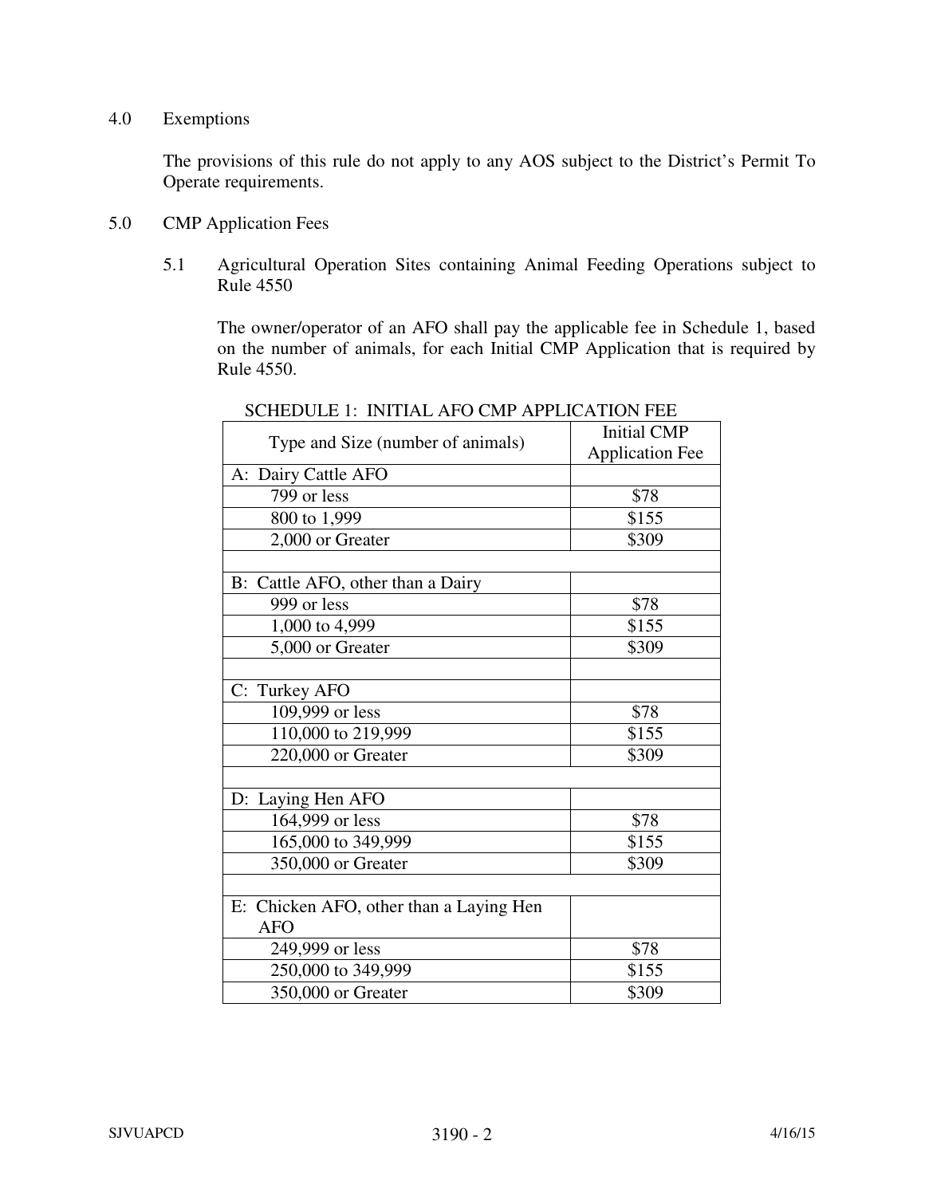## 4.0 Exemptions

The provisions of this rule do not apply to any AOS subject to the District's Permit To Operate requirements.

## 5.0 CMP Application Fees

### 5.1 Agricultural Operation Sites containing Animal Feeding Operations subject to Rule 4550

The owner/operator of an AFO shall pay the applicable fee in Schedule 1, based on the number of animals, for each Initial CMP Application that is required by Rule 4550.

SCHEDULE 1: INITIAL AFO CMP APPLICATION FEE

| Type and Size (number of animals) | Initial CMP Application Fee |
|---|---|
| A: Dairy Cattle AFO | |
| 799 or less | $78 |
| 800 to 1,999 | $155 |
| 2,000 or Greater | $309 |
| | |
| B: Cattle AFO, other than a Dairy | |
| 999 or less | $78 |
| 1,000 to 4,999 | $155 |
| 5,000 or Greater | $309 |
| | |
| C: Turkey AFO | |
| 109,999 or less | $78 |
| 110,000 to 219,999 | $155 |
| 220,000 or Greater | $309 |
| | |
| D: Laying Hen AFO | |
| 164,999 or less | $78 |
| 165,000 to 349,999 | $155 |
| 350,000 or Greater | $309 |
| | |
| E: Chicken AFO, other than a Laying Hen AFO | |
| 249,999 or less | $78 |
| 250,000 to 349,999 | $155 |
| 350,000 or Greater | $309 |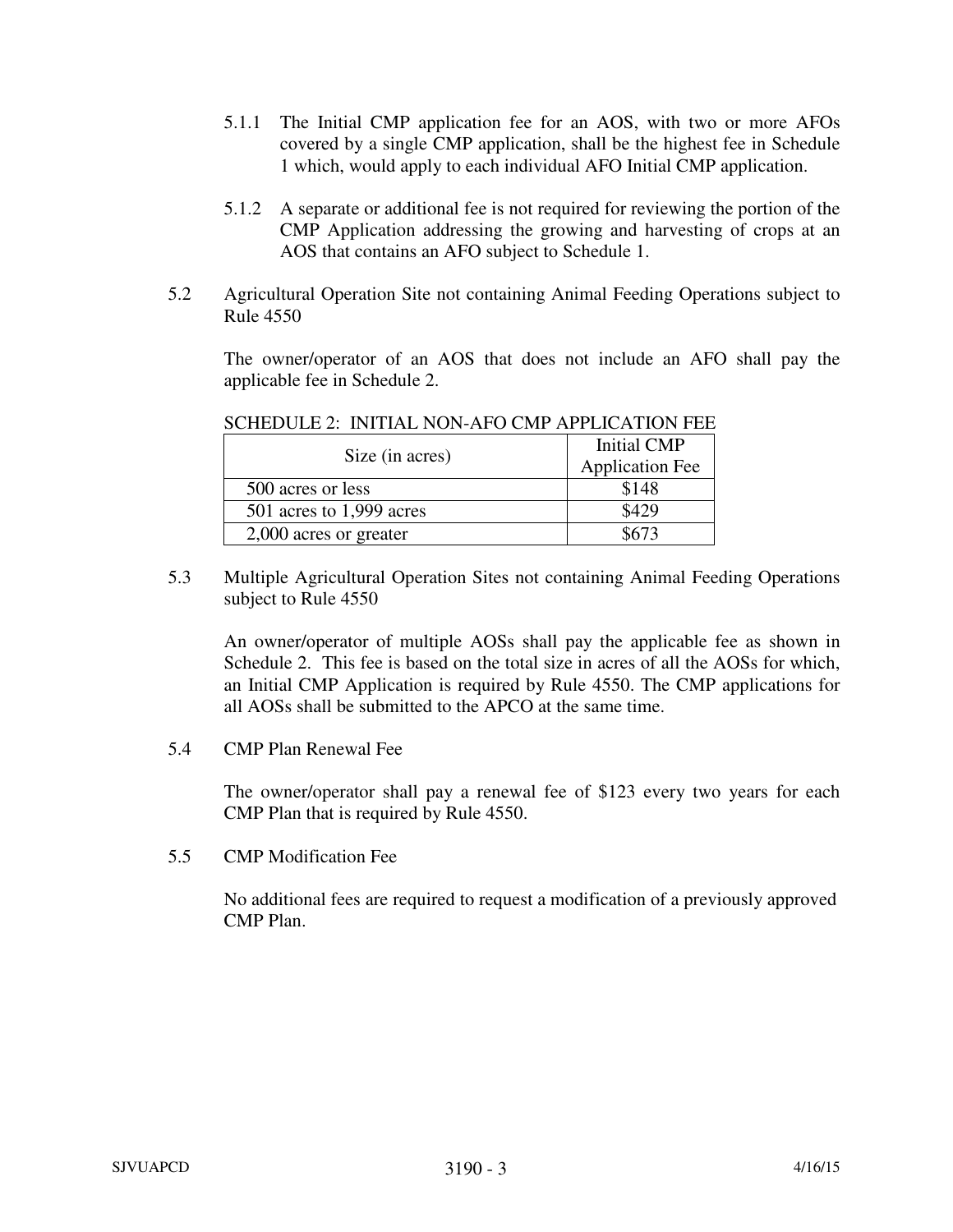5.1.1 The Initial CMP application fee for an AOS, with two or more AFOs covered by a single CMP application, shall be the highest fee in Schedule 1 which, would apply to each individual AFO Initial CMP application.

5.1.2 A separate or additional fee is not required for reviewing the portion of the CMP Application addressing the growing and harvesting of crops at an AOS that contains an AFO subject to Schedule 1.

5.2 Agricultural Operation Site not containing Animal Feeding Operations subject to Rule 4550

The owner/operator of an AOS that does not include an AFO shall pay the applicable fee in Schedule 2.

SCHEDULE 2: INITIAL NON-AFO CMP APPLICATION FEE

| Size (in acres) | Initial CMP Application Fee |
|---|---|
| 500 acres or less | $148 |
| 501 acres to 1,999 acres | $429 |
| 2,000 acres or greater | $673 |

5.3 Multiple Agricultural Operation Sites not containing Animal Feeding Operations subject to Rule 4550

An owner/operator of multiple AOSs shall pay the applicable fee as shown in Schedule 2. This fee is based on the total size in acres of all the AOSs for which, an Initial CMP Application is required by Rule 4550. The CMP applications for all AOSs shall be submitted to the APCO at the same time.

5.4 CMP Plan Renewal Fee

The owner/operator shall pay a renewal fee of $123 every two years for each CMP Plan that is required by Rule 4550.

5.5 CMP Modification Fee

No additional fees are required to request a modification of a previously approved CMP Plan.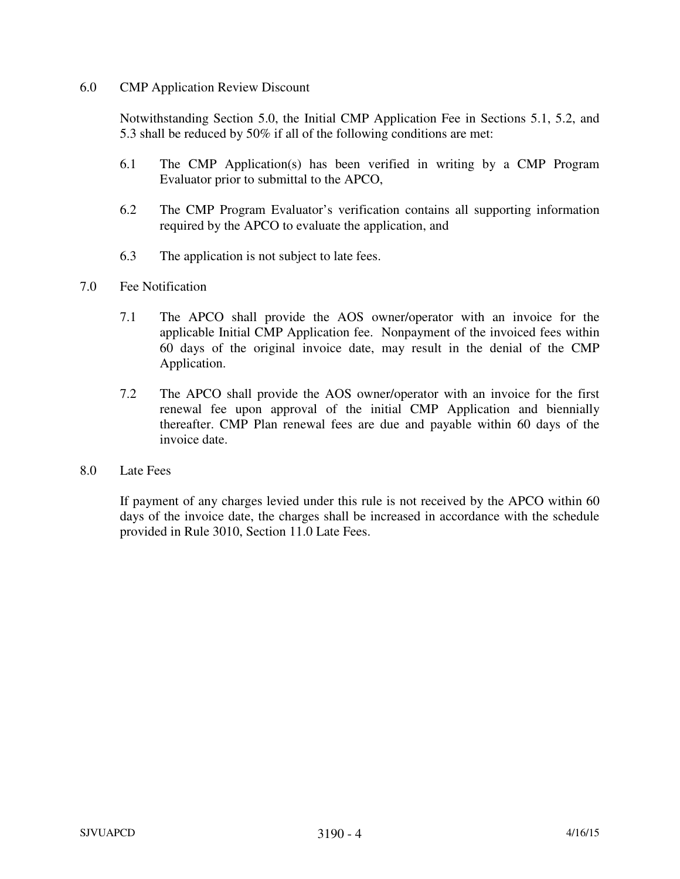## 6.0 CMP Application Review Discount

Notwithstanding Section 5.0, the Initial CMP Application Fee in Sections 5.1, 5.2, and 5.3 shall be reduced by 50% if all of the following conditions are met:

6.1 The CMP Application(s) has been verified in writing by a CMP Program Evaluator prior to submittal to the APCO,

6.2 The CMP Program Evaluator's verification contains all supporting information required by the APCO to evaluate the application, and

6.3 The application is not subject to late fees.

## 7.0 Fee Notification

7.1 The APCO shall provide the AOS owner/operator with an invoice for the applicable Initial CMP Application fee. Nonpayment of the invoiced fees within 60 days of the original invoice date, may result in the denial of the CMP Application.

7.2 The APCO shall provide the AOS owner/operator with an invoice for the first renewal fee upon approval of the initial CMP Application and biennially thereafter. CMP Plan renewal fees are due and payable within 60 days of the invoice date.

## 8.0 Late Fees

If payment of any charges levied under this rule is not received by the APCO within 60 days of the invoice date, the charges shall be increased in accordance with the schedule provided in Rule 3010, Section 11.0 Late Fees.